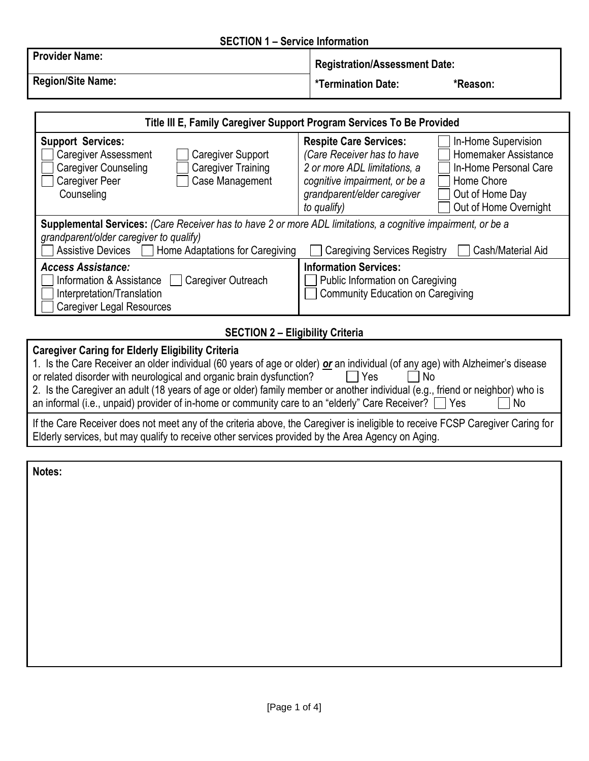## SECTION 1 – Service Information

| **Provider Name:** | **Registration/Assessment Date:** |
|---|---|
| **Region/Site Name:** | **\*Termination Date:** **\*Reason:** |

| **Title III E, Family Caregiver Support Program Services To Be Provided** | |
|---|---|
| **Support Services:**<br>☐ Caregiver Assessment ☐ Caregiver Support<br>☐ Caregiver Counseling ☐ Caregiver Training<br>☐ Caregiver Peer Counseling ☐ Case Management | **Respite Care Services:** *(Care Receiver has to have 2 or more ADL limitations, a cognitive impairment, or be a grandparent/elder caregiver to qualify)*<br>☐ In-Home Supervision<br>☐ Homemaker Assistance<br>☐ In-Home Personal Care<br>☐ Home Chore<br>☐ Out of Home Day<br>☐ Out of Home Overnight |
| **Supplemental Services:** *(Care Receiver has to have 2 or more ADL limitations, a cognitive impairment, or be a grandparent/older caregiver to qualify)*<br>☐ Assistive Devices ☐ Home Adaptations for Caregiving ☐ Caregiving Services Registry ☐ Cash/Material Aid | |
| ***Access Assistance:***<br>☐ Information & Assistance ☐ Caregiver Outreach<br>☐ Interpretation/Translation<br>☐ Caregiver Legal Resources | **Information Services:**<br>☐ Public Information on Caregiving<br>☐ Community Education on Caregiving |

## SECTION 2 – Eligibility Criteria

**Caregiver Caring for Elderly Eligibility Criteria**

1. Is the Care Receiver an older individual (60 years of age or older) ***or*** an individual (of any age) with Alzheimer's disease or related disorder with neurological and organic brain dysfunction? ☐ Yes ☐ No
2. Is the Caregiver an adult (18 years of age or older) family member or another individual (e.g., friend or neighbor) who is an informal (i.e., unpaid) provider of in-home or community care to an "elderly" Care Receiver? ☐ Yes ☐ No

If the Care Receiver does not meet any of the criteria above, the Caregiver is ineligible to receive FCSP Caregiver Caring for Elderly services, but may qualify to receive other services provided by the Area Agency on Aging.

**Notes:**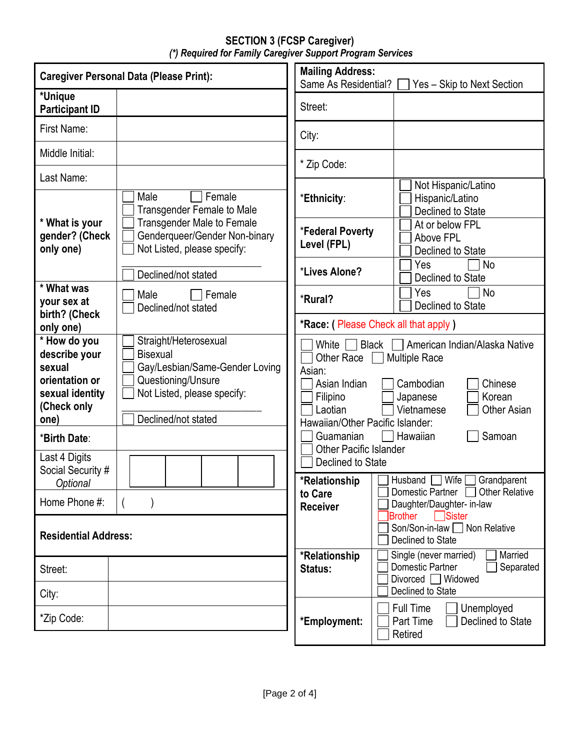### SECTION 3 (FCSP Caregiver)

***(\*) Required for Family Caregiver Support Program Services***

| **Caregiver Personal Data (Please Print):** | |
|---|---|
| ***Unique Participant ID** | |
| First Name: | |
| Middle Initial: | |
| Last Name: | |
| **\* What is your gender? (Check only one)** | ☐ Male ☐ Female<br>☐ Transgender Female to Male<br>☐ Transgender Male to Female<br>☐ Genderqueer/Gender Non-binary<br>☐ Not Listed, please specify: ______________________<br>☐ Declined/not stated |
| **\* What was your sex at birth? (Check only one)** | ☐ Male ☐ Female<br>☐ Declined/not stated |
| **\* How do you describe your sexual orientation or sexual identity (Check only one)** | ☐ Straight/Heterosexual<br>☐ Bisexual<br>☐ Gay/Lesbian/Same-Gender Loving<br>☐ Questioning/Unsure<br>☐ Not Listed, please specify: ______________________<br>☐ Declined/not stated |
| ***Birth Date**: | |
| Last 4 Digits Social Security # *Optional* | ☐☐☐☐ |
| Home Phone #: | ( ) |

| **Residential Address:** | |
|---|---|
| Street: | |
| City: | |
| *Zip Code: | |

| **Mailing Address:**<br>Same As Residential? ☐ Yes – Skip to Next Section | |
|---|---|
| Street: | |
| City: | |
| * Zip Code: | |
| ***Ethnicity**: | ☐ Not Hispanic/Latino<br>☐ Hispanic/Latino<br>☐ Declined to State |
| ***Federal Poverty Level (FPL)** | ☐ At or below FPL<br>☐ Above FPL<br>☐ Declined to State |
| ***Lives Alone?** | ☐ Yes ☐ No<br>☐ Declined to State |
| ***Rural?** | ☐ Yes ☐ No<br>☐ Declined to State |

***Race: (** Please Check all that apply **)**

☐ White ☐ Black ☐ American Indian/Alaska Native
☐ Other Race ☐ Multiple Race

Asian:

☐ Asian Indian ☐ Cambodian ☐ Chinese
☐ Filipino ☐ Japanese ☐ Korean
☐ Laotian ☐ Vietnamese ☐ Other Asian

Hawaiian/Other Pacific Islander:

☐ Guamanian ☐ Hawaiian ☐ Samoan
☐ Other Pacific Islander
☐ Declined to State

| | |
|---|---|
| ***Relationship to Care Receiver** | ☐ Husband ☐ Wife ☐ Grandparent<br>☐ Domestic Partner ☐ Other Relative<br>☐ Daughter/Daughter- in-law<br>☐ Brother ☐ Sister<br>☐ Son/Son-in-law ☐ Non Relative<br>☐ Declined to State |
| ***Relationship Status:** | ☐ Single (never married) ☐ Married<br>☐ Domestic Partner ☐ Separated<br>☐ Divorced ☐ Widowed<br>☐ Declined to State |
| ***Employment:** | ☐ Full Time ☐ Unemployed<br>☐ Part Time ☐ Declined to State<br>☐ Retired |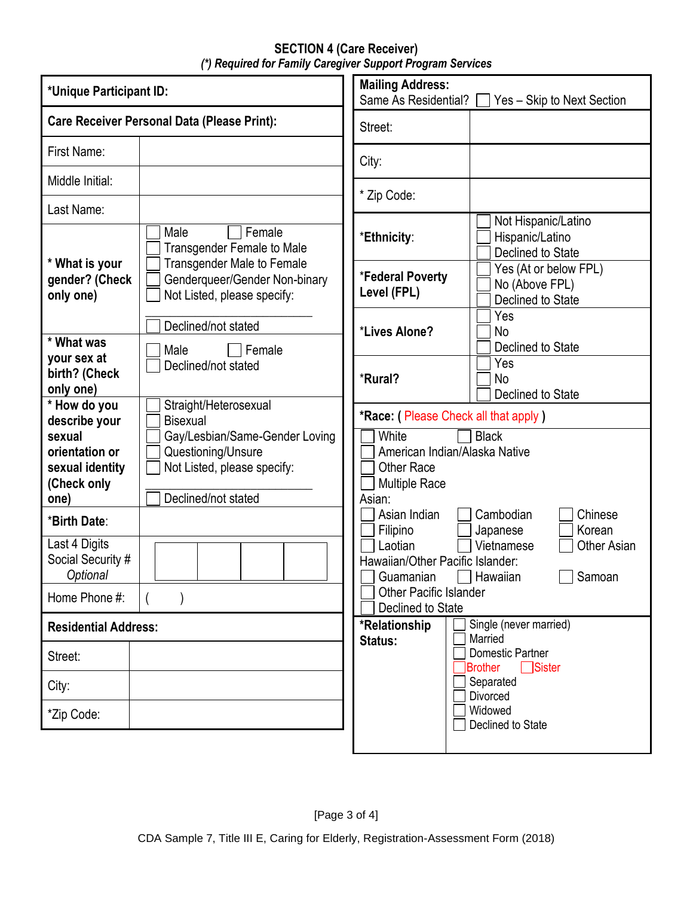## SECTION 4 (Care Receiver)

***(\*) Required for Family Caregiver Support Program Services***

| **\*Unique Participant ID:** | |
|---|---|
| **Care Receiver Personal Data (Please Print):** | |
| First Name: | |
| Middle Initial: | |
| Last Name: | |
| **\* What is your gender? (Check only one)** | ☐ Male ☐ Female<br>☐ Transgender Female to Male<br>☐ Transgender Male to Female<br>☐ Genderqueer/Gender Non-binary<br>☐ Not Listed, please specify: ________<br>☐ Declined/not stated |
| **\* What was your sex at birth? (Check only one)** | ☐ Male ☐ Female<br>☐ Declined/not stated |
| **\* How do you describe your sexual orientation or sexual identity (Check only one)** | ☐ Straight/Heterosexual<br>☐ Bisexual<br>☐ Gay/Lesbian/Same-Gender Loving<br>☐ Questioning/Unsure<br>☐ Not Listed, please specify: ________<br>☐ Declined/not stated |
| \***Birth Date**: | |
| Last 4 Digits Social Security # *Optional* | ☐☐☐☐ |
| Home Phone #: | (    ) |
| **Residential Address:** | |
| Street: | |
| City: | |
| \*Zip Code: | |

| **Mailing Address:**<br>Same As Residential? ☐ Yes – Skip to Next Section | |
|---|---|
| Street: | |
| City: | |
| \* Zip Code: | |
| \***Ethnicity**: | ☐ Not Hispanic/Latino<br>☐ Hispanic/Latino<br>☐ Declined to State |
| \***Federal Poverty Level (FPL)** | ☐ Yes (At or below FPL)<br>☐ No (Above FPL)<br>☐ Declined to State |
| \***Lives Alone?** | ☐ Yes<br>☐ No<br>☐ Declined to State |
| \***Rural?** | ☐ Yes<br>☐ No<br>☐ Declined to State |

**\*Race: ( Please Check all that apply )**

☐ White ☐ Black
☐ American Indian/Alaska Native
☐ Other Race
☐ Multiple Race

Asian:
☐ Asian Indian ☐ Cambodian ☐ Chinese
☐ Filipino ☐ Japanese ☐ Korean
☐ Laotian ☐ Vietnamese ☐ Other Asian

Hawaiian/Other Pacific Islander:
☐ Guamanian ☐ Hawaiian ☐ Samoan
☐ Other Pacific Islander
☐ Declined to State

| **\*Relationship Status:** | ☐ Single (never married)<br>☐ Married<br>☐ Domestic Partner<br>☐ Brother ☐ Sister<br>☐ Separated<br>☐ Divorced<br>☐ Widowed<br>☐ Declined to State |
|---|---|

CDA Sample 7, Title III E, Caring for Elderly, Registration-Assessment Form (2018)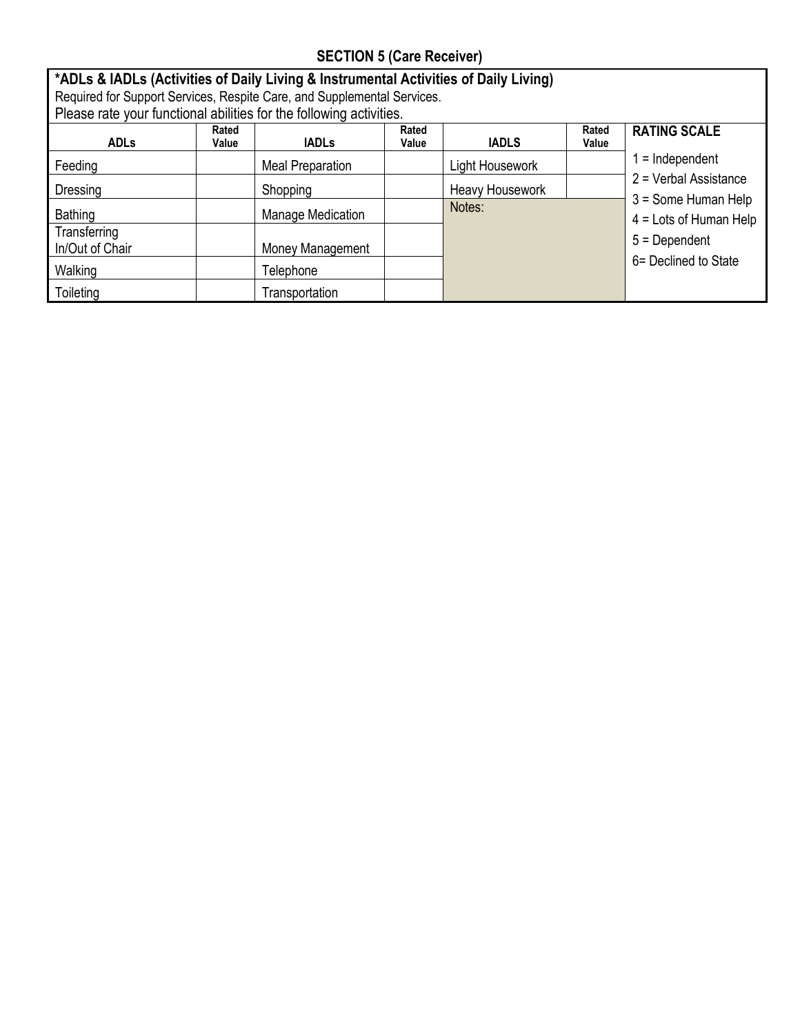## SECTION 5 (Care Receiver)

**\*ADLs & IADLs (Activities of Daily Living & Instrumental Activities of Daily Living)**
Required for Support Services, Respite Care, and Supplemental Services.
Please rate your functional abilities for the following activities.

| ADLs | Rated Value | IADLs | Rated Value | IADLS | Rated Value | RATING SCALE |
|---|---|---|---|---|---|---|
| Feeding | | Meal Preparation | | Light Housework | | 1 = Independent |
| Dressing | | Shopping | | Heavy Housework | | 2 = Verbal Assistance |
| Bathing | | Manage Medication | | Notes: | | 3 = Some Human Help |
| Transferring In/Out of Chair | | Money Management | | | | 4 = Lots of Human Help |
| Walking | | Telephone | | | | 5 = Dependent |
| Toileting | | Transportation | | | | 6= Declined to State |